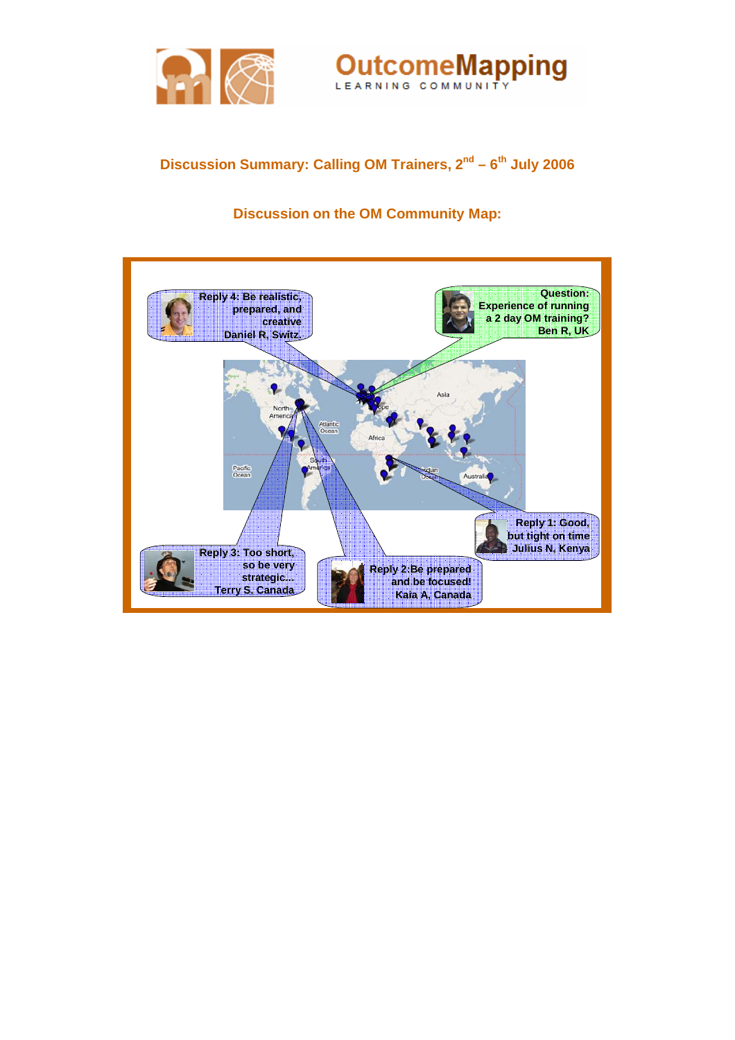# Discussion Summary: Calling OM Trainers, 2nd – 6th July 2006

## Discussion on the OM Community Map:

**Question:** Experience of running a 2 day OM training? Ben R, UK

**Reply 1:** Good, but tight on time. Julius N, Kenya

**Reply 2:** Be prepared and be focused! Kaia A, Canada

**Reply 3:** Too short, so be very strategic... Terry S, Canada

**Reply 4:** Be realistic, prepared, and creative. Daniel R, Switz.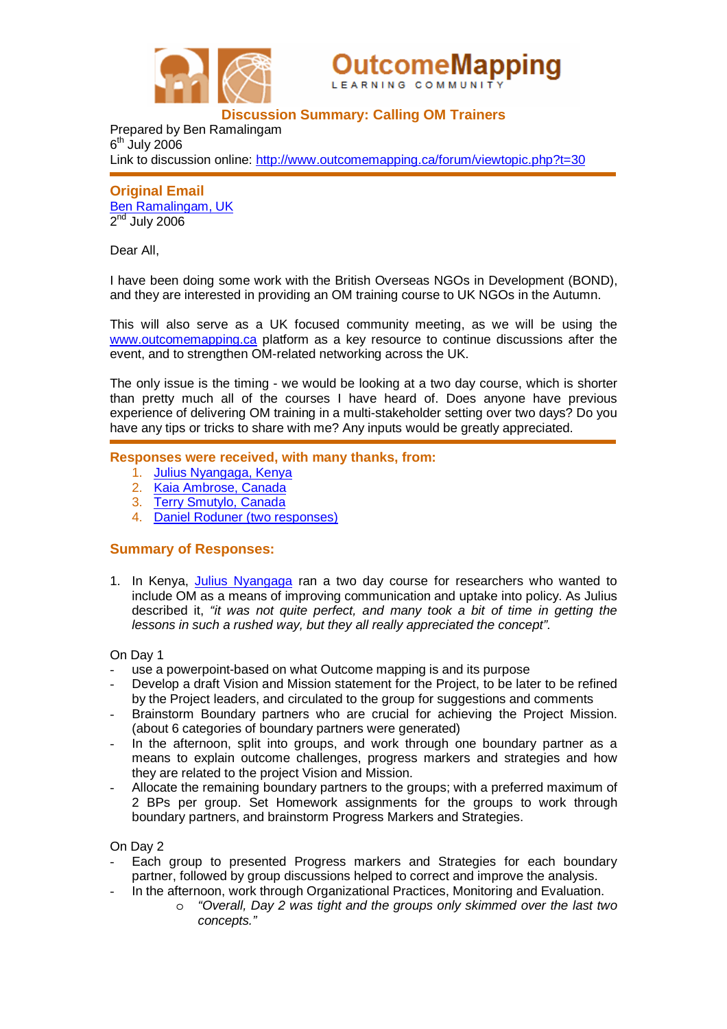## Discussion Summary: Calling OM Trainers

Prepared by Ben Ramalingam
6th July 2006
Link to discussion online: http://www.outcomemapping.ca/forum/viewtopic.php?t=30

### Original Email

Ben Ramalingam, UK
2nd July 2006

Dear All,

I have been doing some work with the British Overseas NGOs in Development (BOND), and they are interested in providing an OM training course to UK NGOs in the Autumn.

This will also serve as a UK focused community meeting, as we will be using the www.outcomemapping.ca platform as a key resource to continue discussions after the event, and to strengthen OM-related networking across the UK.

The only issue is the timing - we would be looking at a two day course, which is shorter than pretty much all of the courses I have heard of. Does anyone have previous experience of delivering OM training in a multi-stakeholder setting over two days? Do you have any tips or tricks to share with me? Any inputs would be greatly appreciated.

### Responses were received, with many thanks, from:

1. Julius Nyangaga, Kenya
2. Kaia Ambrose, Canada
3. Terry Smutylo, Canada
4. Daniel Roduner (two responses)

### Summary of Responses:

1. In Kenya, Julius Nyangaga ran a two day course for researchers who wanted to include OM as a means of improving communication and uptake into policy. As Julius described it, *"it was not quite perfect, and many took a bit of time in getting the lessons in such a rushed way, but they all really appreciated the concept".*

On Day 1

- use a powerpoint-based on what Outcome mapping is and its purpose
- Develop a draft Vision and Mission statement for the Project, to be later to be refined by the Project leaders, and circulated to the group for suggestions and comments
- Brainstorm Boundary partners who are crucial for achieving the Project Mission. (about 6 categories of boundary partners were generated)
- In the afternoon, split into groups, and work through one boundary partner as a means to explain outcome challenges, progress markers and strategies and how they are related to the project Vision and Mission.
- Allocate the remaining boundary partners to the groups; with a preferred maximum of 2 BPs per group. Set Homework assignments for the groups to work through boundary partners, and brainstorm Progress Markers and Strategies.

On Day 2

- Each group to presented Progress markers and Strategies for each boundary partner, followed by group discussions helped to correct and improve the analysis.
- In the afternoon, work through Organizational Practices, Monitoring and Evaluation.
    - *"Overall, Day 2 was tight and the groups only skimmed over the last two concepts."*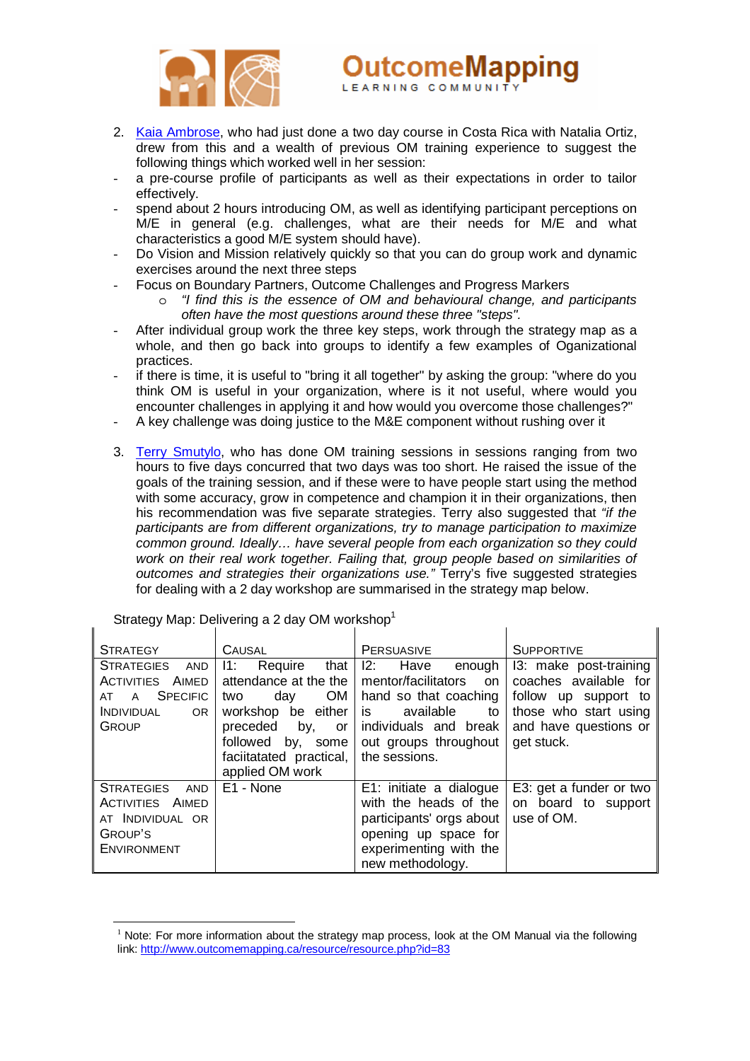2. [Kaia Ambrose](#), who had just done a two day course in Costa Rica with Natalia Ortiz, drew from this and a wealth of previous OM training experience to suggest the following things which worked well in her session:

- a pre-course profile of participants as well as their expectations in order to tailor effectively.
- spend about 2 hours introducing OM, as well as identifying participant perceptions on M/E in general (e.g. challenges, what are their needs for M/E and what characteristics a good M/E system should have).
- Do Vision and Mission relatively quickly so that you can do group work and dynamic exercises around the next three steps
- Focus on Boundary Partners, Outcome Challenges and Progress Markers
    - *"I find this is the essence of OM and behavioural change, and participants often have the most questions around these three "steps".*
- After individual group work the three key steps, work through the strategy map as a whole, and then go back into groups to identify a few examples of Oganizational practices.
- if there is time, it is useful to "bring it all together" by asking the group: "where do you think OM is useful in your organization, where is it not useful, where would you encounter challenges in applying it and how would you overcome those challenges?"
- A key challenge was doing justice to the M&E component without rushing over it

3. [Terry Smutylo](#), who has done OM training sessions in sessions ranging from two hours to five days concurred that two days was too short. He raised the issue of the goals of the training session, and if these were to have people start using the method with some accuracy, grow in competence and champion it in their organizations, then his recommendation was five separate strategies. Terry also suggested that *"if the participants are from different organizations, try to manage participation to maximize common ground. Ideally… have several people from each organization so they could work on their real work together. Failing that, group people based on similarities of outcomes and strategies their organizations use."* Terry's five suggested strategies for dealing with a 2 day workshop are summarised in the strategy map below.

Strategy Map: Delivering a 2 day OM workshop[1]

| STRATEGY | CAUSAL | PERSUASIVE | SUPPORTIVE |
|---|---|---|---|
| STRATEGIES AND ACTIVITIES AIMED AT A SPECIFIC INDIVIDUAL OR GROUP | I1: Require that attendance at the the two day OM workshop be either preceded by, or followed by, some faciitated practical, applied OM work | I2: Have enough mentor/facilitators on hand so that coaching is available to individuals and break out groups throughout the sessions. | I3: make post-training coaches available for follow up support to those who start using and have questions or get stuck. |
| STRATEGIES AND ACTIVITIES AIMED AT INDIVIDUAL OR GROUP'S ENVIRONMENT | E1 - None | E1: initiate a dialogue with the heads of the participants' orgs about opening up space for experimenting with the new methodology. | E3: get a funder or two on board to support use of OM. |

[1] Note: For more information about the strategy map process, look at the OM Manual via the following link: http://www.outcomemapping.ca/resource/resource.php?id=83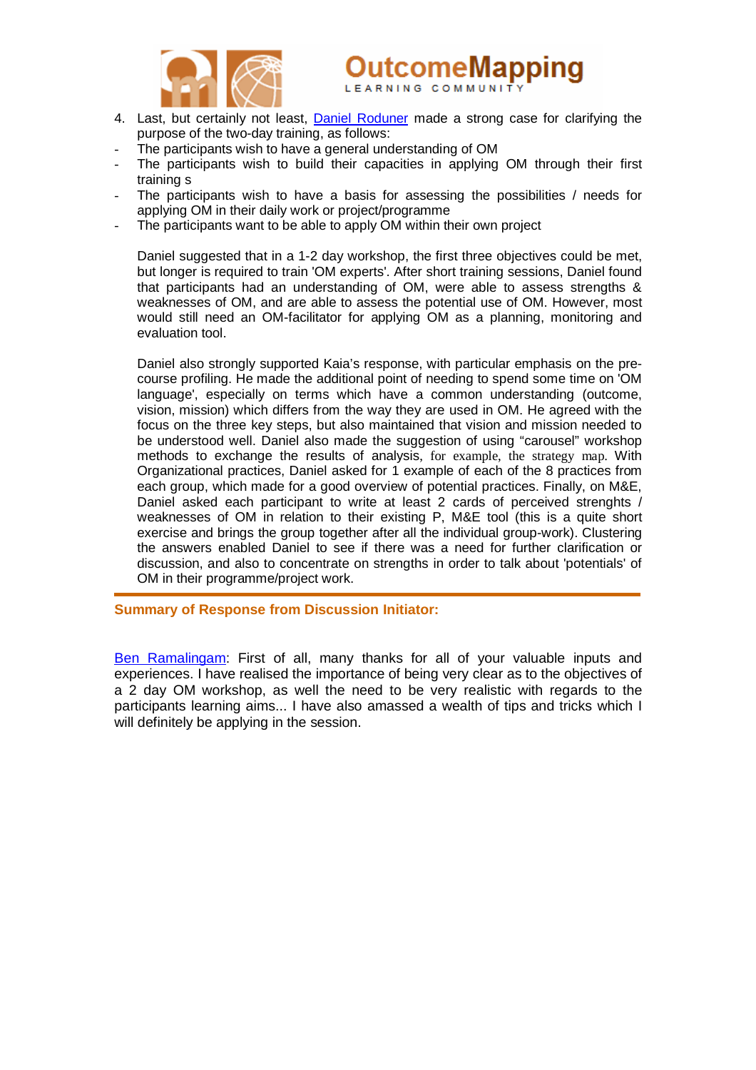4. Last, but certainly not least, [Daniel Roduner] made a strong case for clarifying the purpose of the two-day training, as follows:

- The participants wish to have a general understanding of OM
- The participants wish to build their capacities in applying OM through their first training s
- The participants wish to have a basis for assessing the possibilities / needs for applying OM in their daily work or project/programme
- The participants want to be able to apply OM within their own project

Daniel suggested that in a 1-2 day workshop, the first three objectives could be met, but longer is required to train 'OM experts'. After short training sessions, Daniel found that participants had an understanding of OM, were able to assess strengths & weaknesses of OM, and are able to assess the potential use of OM. However, most would still need an OM-facilitator for applying OM as a planning, monitoring and evaluation tool.

Daniel also strongly supported Kaia's response, with particular emphasis on the pre-course profiling. He made the additional point of needing to spend some time on 'OM language', especially on terms which have a common understanding (outcome, vision, mission) which differs from the way they are used in OM. He agreed with the focus on the three key steps, but also maintained that vision and mission needed to be understood well. Daniel also made the suggestion of using "carousel" workshop methods to exchange the results of analysis, for example, the strategy map. With Organizational practices, Daniel asked for 1 example of each of the 8 practices from each group, which made for a good overview of potential practices. Finally, on M&E, Daniel asked each participant to write at least 2 cards of perceived strenghts / weaknesses of OM in relation to their existing P, M&E tool (this is a quite short exercise and brings the group together after all the individual group-work). Clustering the answers enabled Daniel to see if there was a need for further clarification or discussion, and also to concentrate on strengths in order to talk about 'potentials' of OM in their programme/project work.

---

**Summary of Response from Discussion Initiator:**

[Ben Ramalingam]: First of all, many thanks for all of your valuable inputs and experiences. I have realised the importance of being very clear as to the objectives of a 2 day OM workshop, as well the need to be very realistic with regards to the participants learning aims... I have also amassed a wealth of tips and tricks which I will definitely be applying in the session.